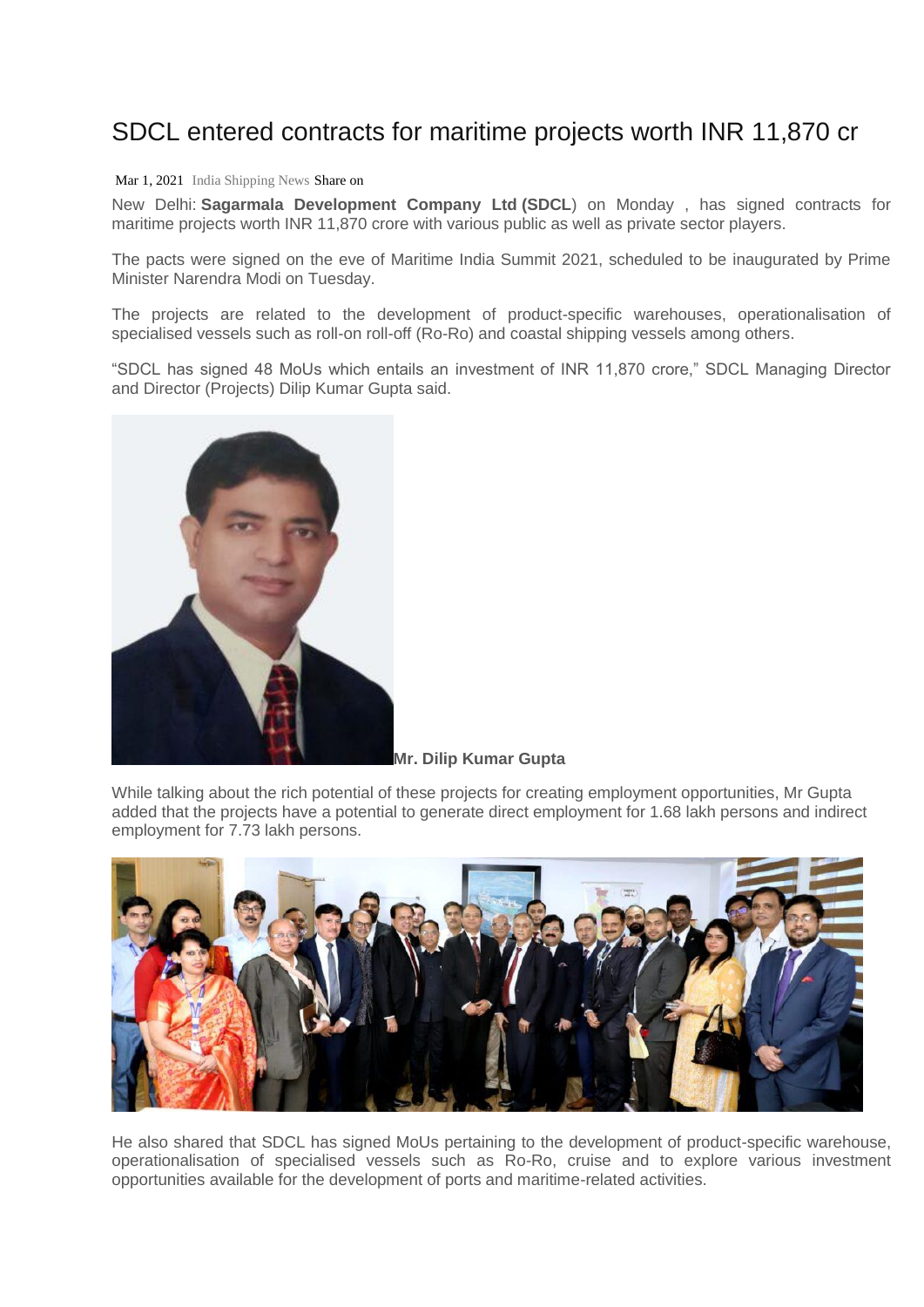# SDCL entered contracts for maritime projects worth INR 11,870 cr

Mar 1, 2021 India Shipping News Share on

New Delhi: **Sagarmala Development Company Ltd (SDCL**) on Monday , has signed contracts for maritime projects worth INR 11,870 crore with various public as well as private sector players.

The pacts were signed on the eve of Maritime India Summit 2021, scheduled to be inaugurated by Prime Minister Narendra Modi on Tuesday.

The projects are related to the development of product-specific warehouses, operationalisation of specialised vessels such as roll-on roll-off (Ro-Ro) and coastal shipping vessels among others.

"SDCL has signed 48 MoUs which entails an investment of INR 11,870 crore," SDCL Managing Director and Director (Projects) Dilip Kumar Gupta said.

**Mr. Dilip Kumar Gupta**

While talking about the rich potential of these projects for creating employment opportunities, Mr Gupta added that the projects have a potential to generate direct employment for 1.68 lakh persons and indirect employment for 7.73 lakh persons.

He also shared that SDCL has signed MoUs pertaining to the development of product-specific warehouse, operationalisation of specialised vessels such as Ro-Ro, cruise and to explore various investment opportunities available for the development of ports and maritime-related activities.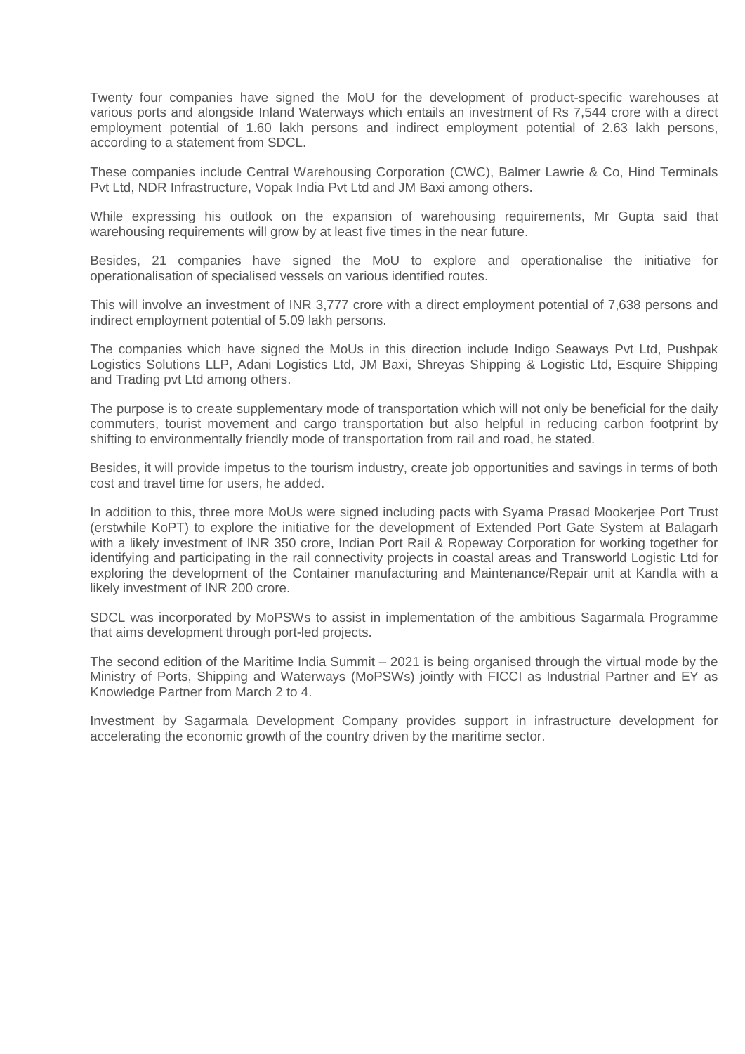Twenty four companies have signed the MoU for the development of product-specific warehouses at various ports and alongside Inland Waterways which entails an investment of Rs 7,544 crore with a direct employment potential of 1.60 lakh persons and indirect employment potential of 2.63 lakh persons, according to a statement from SDCL.

These companies include Central Warehousing Corporation (CWC), Balmer Lawrie & Co, Hind Terminals Pvt Ltd, NDR Infrastructure, Vopak India Pvt Ltd and JM Baxi among others.

While expressing his outlook on the expansion of warehousing requirements, Mr Gupta said that warehousing requirements will grow by at least five times in the near future.

Besides, 21 companies have signed the MoU to explore and operationalise the initiative for operationalisation of specialised vessels on various identified routes.

This will involve an investment of INR 3,777 crore with a direct employment potential of 7,638 persons and indirect employment potential of 5.09 lakh persons.

The companies which have signed the MoUs in this direction include Indigo Seaways Pvt Ltd, Pushpak Logistics Solutions LLP, Adani Logistics Ltd, JM Baxi, Shreyas Shipping & Logistic Ltd, Esquire Shipping and Trading pvt Ltd among others.

The purpose is to create supplementary mode of transportation which will not only be beneficial for the daily commuters, tourist movement and cargo transportation but also helpful in reducing carbon footprint by shifting to environmentally friendly mode of transportation from rail and road, he stated.

Besides, it will provide impetus to the tourism industry, create job opportunities and savings in terms of both cost and travel time for users, he added.

In addition to this, three more MoUs were signed including pacts with Syama Prasad Mookerjee Port Trust (erstwhile KoPT) to explore the initiative for the development of Extended Port Gate System at Balagarh with a likely investment of INR 350 crore, Indian Port Rail & Ropeway Corporation for working together for identifying and participating in the rail connectivity projects in coastal areas and Transworld Logistic Ltd for exploring the development of the Container manufacturing and Maintenance/Repair unit at Kandla with a likely investment of INR 200 crore.

SDCL was incorporated by MoPSWs to assist in implementation of the ambitious Sagarmala Programme that aims development through port-led projects.

The second edition of the Maritime India Summit – 2021 is being organised through the virtual mode by the Ministry of Ports, Shipping and Waterways (MoPSWs) jointly with FICCI as Industrial Partner and EY as Knowledge Partner from March 2 to 4.

Investment by Sagarmala Development Company provides support in infrastructure development for accelerating the economic growth of the country driven by the maritime sector.